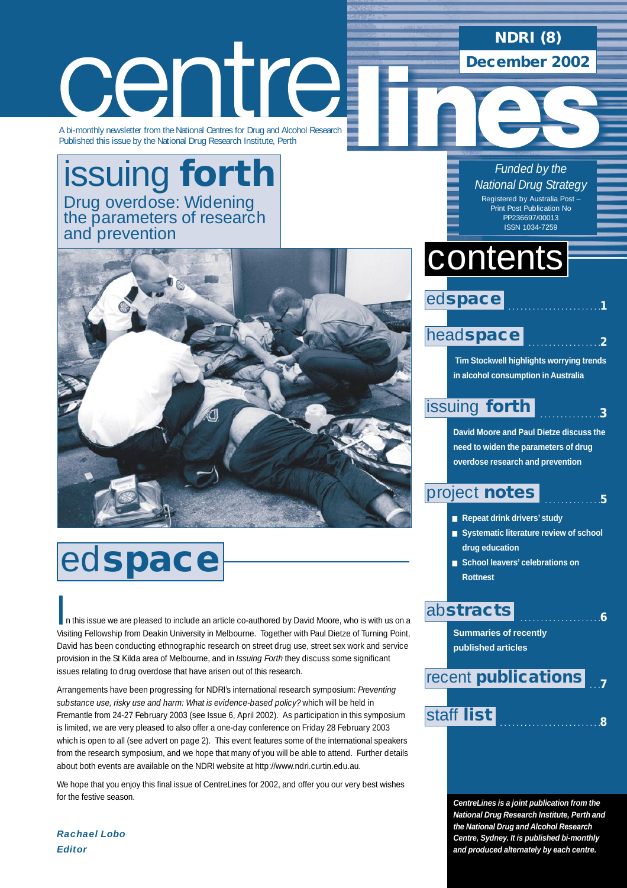# centre lines

**NDRI (8)**

**December 2002**

A bi-monthly newsletter from the National Centres for Drug and Alcohol Research
Published this issue by the National Drug Research Institute, Perth

*Funded by the National Drug Strategy*

Registered by Australia Post – Print Post Publication No PP236697/00013
ISSN 1034-7259

## issuing **forth**

Drug overdose: Widening the parameters of research and prevention

## contents

**ed space** ....... 1

**head space** ....... 2

Tim Stockwell highlights worrying trends in alcohol consumption in Australia

**issuing forth** ....... 3

David Moore and Paul Dietze discuss the need to widen the parameters of drug overdose research and prevention

**project notes** ....... 5

- Repeat drink drivers' study
- Systematic literature review of school drug education
- School leavers' celebrations on Rottnest

**abstracts** ....... 6

Summaries of recently published articles

**recent publications** ....... 7

**staff list** ....... 8

## ed**space**

In this issue we are pleased to include an article co-authored by David Moore, who is with us on a Visiting Fellowship from Deakin University in Melbourne. Together with Paul Dietze of Turning Point, David has been conducting ethnographic research on street drug use, street sex work and service provision in the St Kilda area of Melbourne, and in *Issuing Forth* they discuss some significant issues relating to drug overdose that have arisen out of this research.

Arrangements have been progressing for NDRI's international research symposium: *Preventing substance use, risky use and harm: What is evidence-based policy?* which will be held in Fremantle from 24-27 February 2003 (see Issue 6, April 2002). As participation in this symposium is limited, we are very pleased to also offer a one-day conference on Friday 28 February 2003 which is open to all (see advert on page 2). This event features some of the international speakers from the research symposium, and we hope that many of you will be able to attend. Further details about both events are available on the NDRI website at http://www.ndri.curtin.edu.au.

We hope that you enjoy this final issue of CentreLines for 2002, and offer you our very best wishes for the festive season.

***Rachael Lobo***
***Editor***

*CentreLines is a joint publication from the National Drug Research Institute, Perth and the National Drug and Alcohol Research Centre, Sydney. It is published bi-monthly and produced alternately by each centre.*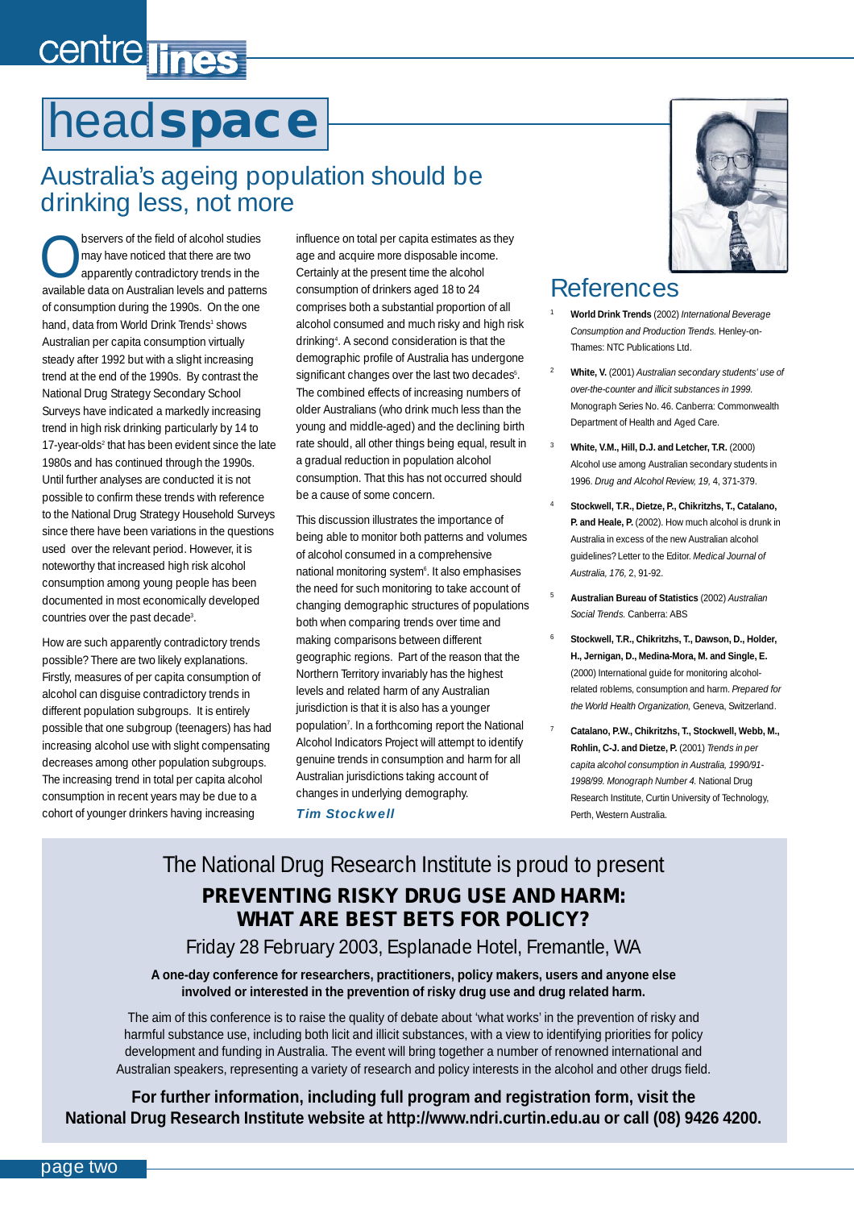# headspace

## Australia's ageing population should be drinking less, not more

Observers of the field of alcohol studies may have noticed that there are two apparently contradictory trends in the available data on Australian levels and patterns of consumption during the 1990s. On the one hand, data from World Drink Trends[1] shows Australian per capita consumption virtually steady after 1992 but with a slight increasing trend at the end of the 1990s. By contrast the National Drug Strategy Secondary School Surveys have indicated a markedly increasing trend in high risk drinking particularly by 14 to 17-year-olds[2] that has been evident since the late 1980s and has continued through the 1990s. Until further analyses are conducted it is not possible to confirm these trends with reference to the National Drug Strategy Household Surveys since there have been variations in the questions used over the relevant period. However, it is noteworthy that increased high risk alcohol consumption among young people has been documented in most economically developed countries over the past decade[3].

How are such apparently contradictory trends possible? There are two likely explanations. Firstly, measures of per capita consumption of alcohol can disguise contradictory trends in different population subgroups. It is entirely possible that one subgroup (teenagers) has had increasing alcohol use with slight compensating decreases among other population subgroups. The increasing trend in total per capita alcohol consumption in recent years may be due to a cohort of younger drinkers having increasing influence on total per capita estimates as they age and acquire more disposable income. Certainly at the present time the alcohol consumption of drinkers aged 18 to 24 comprises both a substantial proportion of all alcohol consumed and much risky and high risk drinking[4]. A second consideration is that the demographic profile of Australia has undergone significant changes over the last two decades[5]. The combined effects of increasing numbers of older Australians (who drink much less than the young and middle-aged) and the declining birth rate should, all other things being equal, result in a gradual reduction in population alcohol consumption. That this has not occurred should be a cause of some concern.

This discussion illustrates the importance of being able to monitor both patterns and volumes of alcohol consumed in a comprehensive national monitoring system[6]. It also emphasises the need for such monitoring to take account of changing demographic structures of populations both when comparing trends over time and making comparisons between different geographic regions. Part of the reason that the Northern Territory invariably has the highest levels and related harm of any Australian jurisdiction is that it is also has a younger population[7]. In a forthcoming report the National Alcohol Indicators Project will attempt to identify genuine trends in consumption and harm for all Australian jurisdictions taking account of changes in underlying demography.

***Tim Stockwell***

## References

1. **World Drink Trends** (2002) *International Beverage Consumption and Production Trends.* Henley-on-Thames: NTC Publications Ltd.
2. **White, V.** (2001) *Australian secondary students' use of over-the-counter and illicit substances in 1999.* Monograph Series No. 46. Canberra: Commonwealth Department of Health and Aged Care.
3. **White, V.M., Hill, D.J. and Letcher, T.R.** (2000) Alcohol use among Australian secondary students in 1996. *Drug and Alcohol Review, 19,* 4, 371-379.
4. **Stockwell, T.R., Dietze, P., Chikritzhs, T., Catalano, P. and Heale, P.** (2002). How much alcohol is drunk in Australia in excess of the new Australian alcohol guidelines? Letter to the Editor. *Medical Journal of Australia, 176,* 2, 91-92.
5. **Australian Bureau of Statistics** (2002) *Australian Social Trends.* Canberra: ABS
6. **Stockwell, T.R., Chikritzhs, T., Dawson, D., Holder, H., Jernigan, D., Medina-Mora, M. and Single, E.** (2000) International guide for monitoring alcohol-related roblems, consumption and harm. *Prepared for the World Health Organization,* Geneva, Switzerland.
7. **Catalano, P.W., Chikritzhs, T., Stockwell, Webb, M., Rohlin, C-J. and Dietze, P.** (2001) *Trends in per capita alcohol consumption in Australia, 1990/91-1998/99. Monograph Number 4.* National Drug Research Institute, Curtin University of Technology, Perth, Western Australia.

---

The National Drug Research Institute is proud to present

**PREVENTING RISKY DRUG USE AND HARM: WHAT ARE BEST BETS FOR POLICY?**

Friday 28 February 2003, Esplanade Hotel, Fremantle, WA

**A one-day conference for researchers, practitioners, policy makers, users and anyone else involved or interested in the prevention of risky drug use and drug related harm.**

The aim of this conference is to raise the quality of debate about 'what works' in the prevention of risky and harmful substance use, including both licit and illicit substances, with a view to identifying priorities for policy development and funding in Australia. The event will bring together a number of renowned international and Australian speakers, representing a variety of research and policy interests in the alcohol and other drugs field.

**For further information, including full program and registration form, visit the National Drug Research Institute website at http://www.ndri.curtin.edu.au or call (08) 9426 4200.**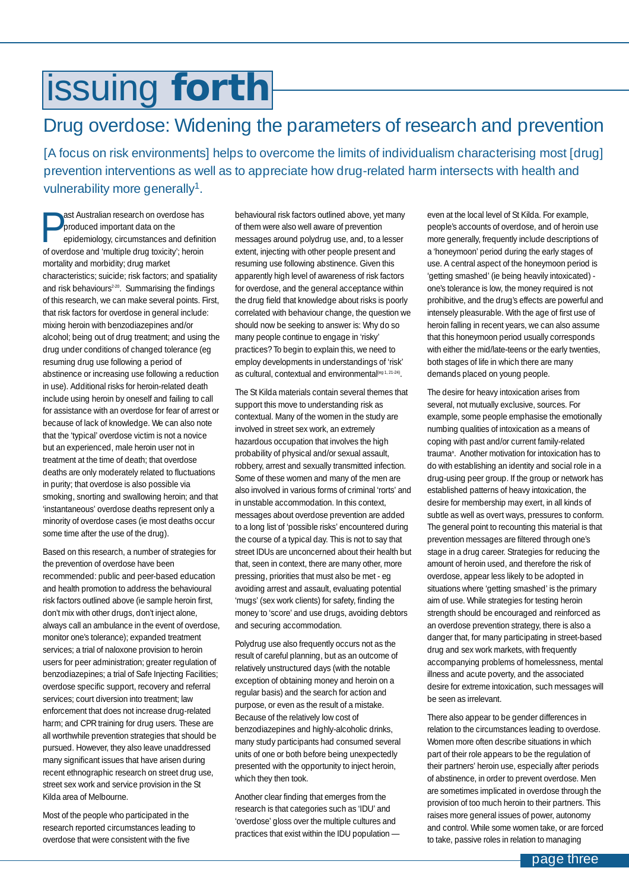# issuing forth

## Drug overdose: Widening the parameters of research and prevention

[A focus on risk environments] helps to overcome the limits of individualism characterising most [drug] prevention interventions as well as to appreciate how drug-related harm intersects with health and vulnerability more generally[1].

Past Australian research on overdose has produced important data on the epidemiology, circumstances and definition of overdose and 'multiple drug toxicity'; heroin mortality and morbidity; drug market characteristics; suicide; risk factors; and spatiality and risk behaviours[2-20]. Summarising the findings of this research, we can make several points. First, that risk factors for overdose in general include: mixing heroin with benzodiazepines and/or alcohol; being out of drug treatment; and using the drug under conditions of changed tolerance (eg resuming drug use following a period of abstinence or increasing use following a reduction in use). Additional risks for heroin-related death include using heroin by oneself and failing to call for assistance with an overdose for fear of arrest or because of lack of knowledge. We can also note that the 'typical' overdose victim is not a novice but an experienced, male heroin user not in treatment at the time of death; that overdose deaths are only moderately related to fluctuations in purity; that overdose is also possible via smoking, snorting and swallowing heroin; and that 'instantaneous' overdose deaths represent only a minority of overdose cases (ie most deaths occur some time after the use of the drug).

Based on this research, a number of strategies for the prevention of overdose have been recommended: public and peer-based education and health promotion to address the behavioural risk factors outlined above (ie sample heroin first, don't mix with other drugs, don't inject alone, always call an ambulance in the event of overdose, monitor one's tolerance); expanded treatment services; a trial of naloxone provision to heroin users for peer administration; greater regulation of benzodiazepines; a trial of Safe Injecting Facilities; overdose specific support, recovery and referral services; court diversion into treatment; law enforcement that does not increase drug-related harm; and CPR training for drug users. These are all worthwhile prevention strategies that should be pursued. However, they also leave unaddressed many significant issues that have arisen during recent ethnographic research on street drug use, street sex work and service provision in the St Kilda area of Melbourne.

Most of the people who participated in the research reported circumstances leading to overdose that were consistent with the five behavioural risk factors outlined above, yet many of them were also well aware of prevention messages around polydrug use, and, to a lesser extent, injecting with other people present and resuming use following abstinence. Given this apparently high level of awareness of risk factors for overdose, and the general acceptance within the drug field that knowledge about risks is poorly correlated with behaviour change, the question we should now be seeking to answer is: Why do so many people continue to engage in 'risky' practices? To begin to explain this, we need to employ developments in understandings of 'risk' as cultural, contextual and environmental[eg 1, 21-24].

The St Kilda materials contain several themes that support this move to understanding risk as contextual. Many of the women in the study are involved in street sex work, an extremely hazardous occupation that involves the high probability of physical and/or sexual assault, robbery, arrest and sexually transmitted infection. Some of these women and many of the men are also involved in various forms of criminal 'rorts' and in unstable accommodation. In this context, messages about overdose prevention are added to a long list of 'possible risks' encountered during the course of a typical day. This is not to say that street IDUs are unconcerned about their health but that, seen in context, there are many other, more pressing, priorities that must also be met - eg avoiding arrest and assault, evaluating potential 'mugs' (sex work clients) for safety, finding the money to 'score' and use drugs, avoiding debtors and securing accommodation.

Polydrug use also frequently occurs not as the result of careful planning, but as an outcome of relatively unstructured days (with the notable exception of obtaining money and heroin on a regular basis) and the search for action and purpose, or even as the result of a mistake. Because of the relatively low cost of benzodiazepines and highly-alcoholic drinks, many study participants had consumed several units of one or both before being unexpectedly presented with the opportunity to inject heroin, which they then took.

Another clear finding that emerges from the research is that categories such as 'IDU' and 'overdose' gloss over the multiple cultures and practices that exist within the IDU population — even at the local level of St Kilda. For example, people's accounts of overdose, and of heroin use more generally, frequently include descriptions of a 'honeymoon' period during the early stages of use. A central aspect of the honeymoon period is 'getting smashed' (ie being heavily intoxicated) - one's tolerance is low, the money required is not prohibitive, and the drug's effects are powerful and intensely pleasurable. With the age of first use of heroin falling in recent years, we can also assume that this honeymoon period usually corresponds with either the mid/late-teens or the early twenties, both stages of life in which there are many demands placed on young people.

The desire for heavy intoxication arises from several, not mutually exclusive, sources. For example, some people emphasise the emotionally numbing qualities of intoxication as a means of coping with past and/or current family-related trauma[a]. Another motivation for intoxication has to do with establishing an identity and social role in a drug-using peer group. If the group or network has established patterns of heavy intoxication, the desire for membership may exert, in all kinds of subtle as well as overt ways, pressures to conform. The general point to recounting this material is that prevention messages are filtered through one's stage in a drug career. Strategies for reducing the amount of heroin used, and therefore the risk of overdose, appear less likely to be adopted in situations where 'getting smashed' is the primary aim of use. While strategies for testing heroin strength should be encouraged and reinforced as an overdose prevention strategy, there is also a danger that, for many participating in street-based drug and sex work markets, with frequently accompanying problems of homelessness, mental illness and acute poverty, and the associated desire for extreme intoxication, such messages will be seen as irrelevant.

There also appear to be gender differences in relation to the circumstances leading to overdose. Women more often describe situations in which part of their role appears to be the regulation of their partners' heroin use, especially after periods of abstinence, in order to prevent overdose. Men are sometimes implicated in overdose through the provision of too much heroin to their partners. This raises more general issues of power, autonomy and control. While some women take, or are forced to take, passive roles in relation to managing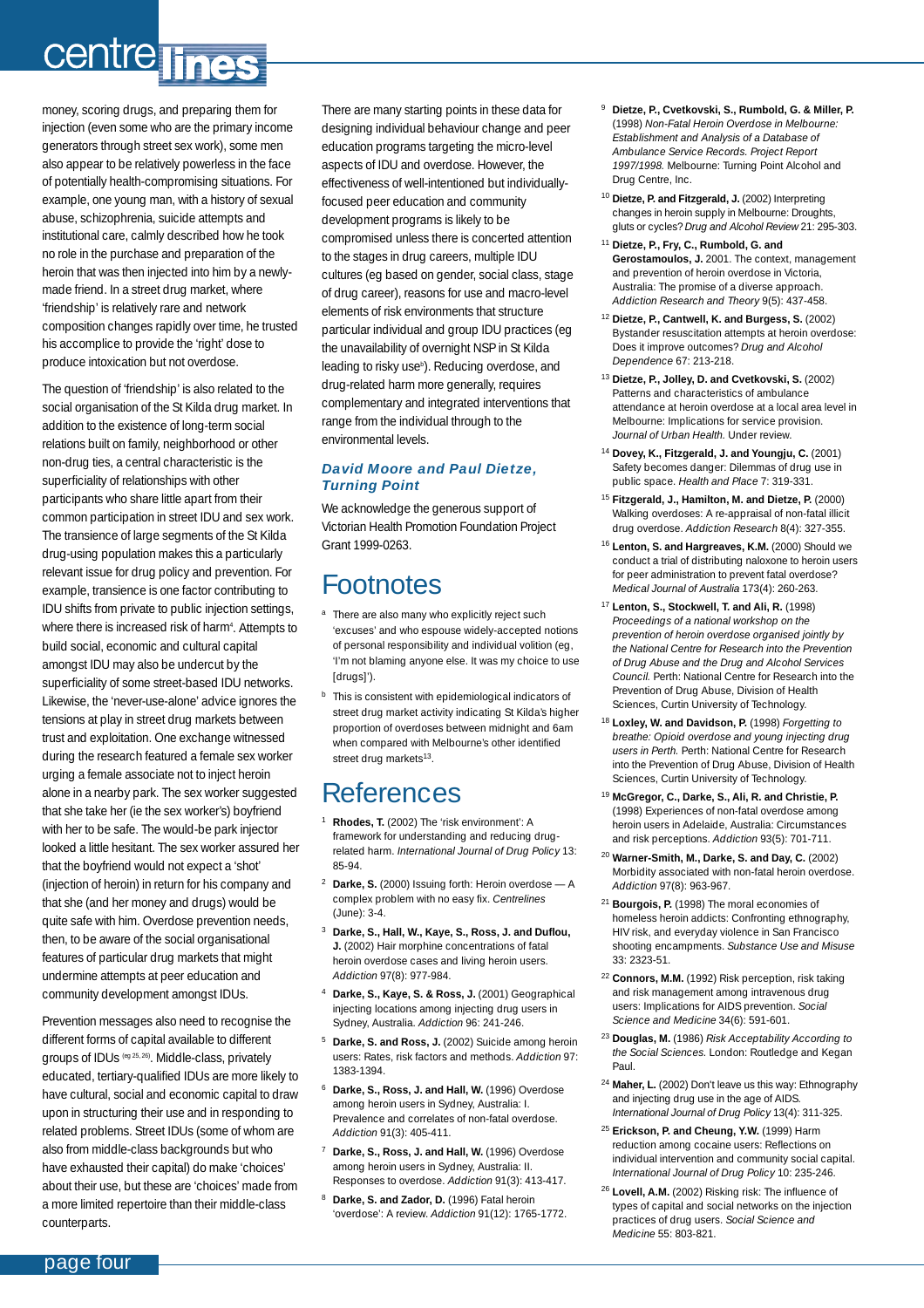money, scoring drugs, and preparing them for injection (even some who are the primary income generators through street sex work), some men also appear to be relatively powerless in the face of potentially health-compromising situations. For example, one young man, with a history of sexual abuse, schizophrenia, suicide attempts and institutional care, calmly described how he took no role in the purchase and preparation of the heroin that was then injected into him by a newly-made friend. In a street drug market, where 'friendship' is relatively rare and network composition changes rapidly over time, he trusted his accomplice to provide the 'right' dose to produce intoxication but not overdose.

The question of 'friendship' is also related to the social organisation of the St Kilda drug market. In addition to the existence of long-term social relations built on family, neighborhood or other non-drug ties, a central characteristic is the superficiality of relationships with other participants who share little apart from their common participation in street IDU and sex work. The transience of large segments of the St Kilda drug-using population makes this a particularly relevant issue for drug policy and prevention. For example, transience is one factor contributing to IDU shifts from private to public injection settings, where there is increased risk of harm[4]. Attempts to build social, economic and cultural capital amongst IDU may also be undercut by the superficiality of some street-based IDU networks. Likewise, the 'never-use-alone' advice ignores the tensions at play in street drug markets between trust and exploitation. One exchange witnessed during the research featured a female sex worker urging a female associate not to inject heroin alone in a nearby park. The sex worker suggested that she take her (ie the sex worker's) boyfriend with her to be safe. The would-be park injector looked a little hesitant. The sex worker assured her that the boyfriend would not expect a 'shot' (injection of heroin) in return for his company and that she (and her money and drugs) would be quite safe with him. Overdose prevention needs, then, to be aware of the social organisational features of particular drug markets that might undermine attempts at peer education and community development amongst IDUs.

Prevention messages also need to recognise the different forms of capital available to different groups of IDUs [eg 25, 26]. Middle-class, privately educated, tertiary-qualified IDUs are more likely to have cultural, social and economic capital to draw upon in structuring their use and in responding to related problems. Street IDUs (some of whom are also from middle-class backgrounds but who have exhausted their capital) do make 'choices' about their use, but these are 'choices' made from a more limited repertoire than their middle-class counterparts.

There are many starting points in these data for designing individual behaviour change and peer education programs targeting the micro-level aspects of IDU and overdose. However, the effectiveness of well-intentioned but individually-focused peer education and community development programs is likely to be compromised unless there is concerted attention to the stages in drug careers, multiple IDU cultures (eg based on gender, social class, stage of drug career), reasons for use and macro-level elements of risk environments that structure particular individual and group IDU practices (eg the unavailability of overnight NSP in St Kilda leading to risky use[a]). Reducing overdose, and drug-related harm more generally, requires complementary and integrated interventions that range from the individual through to the environmental levels.

***David Moore and Paul Dietze, Turning Point***

We acknowledge the generous support of Victorian Health Promotion Foundation Project Grant 1999-0263.

# Footnotes

[a] There are also many who explicitly reject such 'excuses' and who espouse widely-accepted notions of personal responsibility and individual volition (eg, 'I'm not blaming anyone else. It was my choice to use [drugs]').

[b] This is consistent with epidemiological indicators of street drug market activity indicating St Kilda's higher proportion of overdoses between midnight and 6am when compared with Melbourne's other identified street drug markets[13].

# References

1. **Rhodes, T.** (2002) The 'risk environment': A framework for understanding and reducing drug-related harm. *International Journal of Drug Policy* 13: 85-94.
2. **Darke, S.** (2000) Issuing forth: Heroin overdose — A complex problem with no easy fix. *Centrelines* (June): 3-4.
3. **Darke, S., Hall, W., Kaye, S., Ross, J. and Duflou, J.** (2002) Hair morphine concentrations of fatal heroin overdose cases and living heroin users. *Addiction* 97(8): 977-984.
4. **Darke, S., Kaye, S. & Ross, J.** (2001) Geographical injecting locations among injecting drug users in Sydney, Australia. *Addiction* 96: 241-246.
5. **Darke, S. and Ross, J.** (2002) Suicide among heroin users: Rates, risk factors and methods. *Addiction* 97: 1383-1394.
6. **Darke, S., Ross, J. and Hall, W.** (1996) Overdose among heroin users in Sydney, Australia: I. Prevalence and correlates of non-fatal overdose. *Addiction* 91(3): 405-411.
7. **Darke, S., Ross, J. and Hall, W.** (1996) Overdose among heroin users in Sydney, Australia: II. Responses to overdose. *Addiction* 91(3): 413-417.
8. **Darke, S. and Zador, D.** (1996) Fatal heroin 'overdose': A review. *Addiction* 91(12): 1765-1772.
9. **Dietze, P., Cvetkovski, S., Rumbold, G. & Miller, P.** (1998) *Non-Fatal Heroin Overdose in Melbourne: Establishment and Analysis of a Database of Ambulance Service Records. Project Report 1997/1998.* Melbourne: Turning Point Alcohol and Drug Centre, Inc.
10. **Dietze, P. and Fitzgerald, J.** (2002) Interpreting changes in heroin supply in Melbourne: Droughts, gluts or cycles? *Drug and Alcohol Review* 21: 295-303.
11. **Dietze, P., Fry, C., Rumbold, G. and Gerostamoulos, J.** 2001. The context, management and prevention of heroin overdose in Victoria, Australia: The promise of a diverse approach. *Addiction Research and Theory* 9(5): 437-458.
12. **Dietze, P., Cantwell, K. and Burgess, S.** (2002) Bystander resuscitation attempts at heroin overdose: Does it improve outcomes? *Drug and Alcohol Dependence* 67: 213-218.
13. **Dietze, P., Jolley, D. and Cvetkovski, S.** (2002) Patterns and characteristics of ambulance attendance at heroin overdose at a local area level in Melbourne: Implications for service provision. *Journal of Urban Health.* Under review.
14. **Dovey, K., Fitzgerald, J. and Youngju, C.** (2001) Safety becomes danger: Dilemmas of drug use in public space. *Health and Place* 7: 319-331.
15. **Fitzgerald, J., Hamilton, M. and Dietze, P.** (2000) Walking overdoses: A re-appraisal of non-fatal illicit drug overdose. *Addiction Research* 8(4): 327-355.
16. **Lenton, S. and Hargreaves, K.M.** (2000) Should we conduct a trial of distributing naloxone to heroin users for peer administration to prevent fatal overdose? *Medical Journal of Australia* 173(4): 260-263.
17. **Lenton, S., Stockwell, T. and Ali, R.** (1998) *Proceedings of a national workshop on the prevention of heroin overdose organised jointly by the National Centre for Research into the Prevention of Drug Abuse and the Drug and Alcohol Services Council.* Perth: National Centre for Research into the Prevention of Drug Abuse, Division of Health Sciences, Curtin University of Technology.
18. **Loxley, W. and Davidson, P.** (1998) *Forgetting to breathe: Opioid overdose and young injecting drug users in Perth.* Perth: National Centre for Research into the Prevention of Drug Abuse, Division of Health Sciences, Curtin University of Technology.
19. **McGregor, C., Darke, S., Ali, R. and Christie, P.** (1998) Experiences of non-fatal overdose among heroin users in Adelaide, Australia: Circumstances and risk perceptions. *Addiction* 93(5): 701-711.
20. **Warner-Smith, M., Darke, S. and Day, C.** (2002) Morbidity associated with non-fatal heroin overdose. *Addiction* 97(8): 963-967.
21. **Bourgois, P.** (1998) The moral economies of homeless heroin addicts: Confronting ethnography, HIV risk, and everyday violence in San Francisco shooting encampments. *Substance Use and Misuse* 33: 2323-51.
22. **Connors, M.M.** (1992) Risk perception, risk taking and risk management among intravenous drug users: Implications for AIDS prevention. *Social Science and Medicine* 34(6): 591-601.
23. **Douglas, M.** (1986) *Risk Acceptability According to the Social Sciences.* London: Routledge and Kegan Paul.
24. **Maher, L.** (2002) Don't leave us this way: Ethnography and injecting drug use in the age of AIDS. *International Journal of Drug Policy* 13(4): 311-325.
25. **Erickson, P. and Cheung, Y.W.** (1999) Harm reduction among cocaine users: Reflections on individual intervention and community social capital. *International Journal of Drug Policy* 10: 235-246.
26. **Lovell, A.M.** (2002) Risking risk: The influence of types of capital and social networks on the injection practices of drug users. *Social Science and Medicine* 55: 803-821.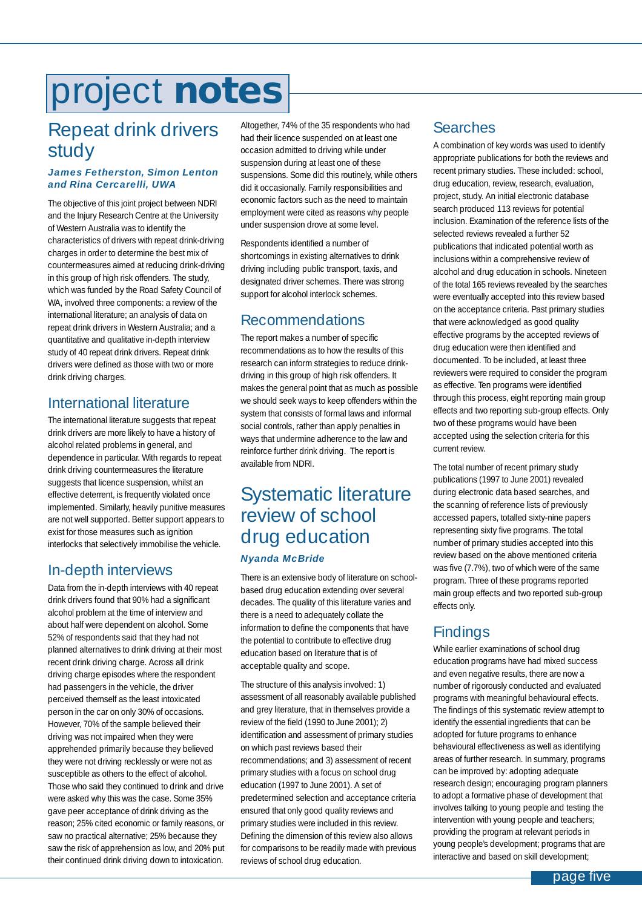# project notes

## Repeat drink drivers study

***James Fetherston, Simon Lenton and Rina Cercarelli, UWA***

The objective of this joint project between NDRI and the Injury Research Centre at the University of Western Australia was to identify the characteristics of drivers with repeat drink-driving charges in order to determine the best mix of countermeasures aimed at reducing drink-driving in this group of high risk offenders. The study, which was funded by the Road Safety Council of WA, involved three components: a review of the international literature; an analysis of data on repeat drink drivers in Western Australia; and a quantitative and qualitative in-depth interview study of 40 repeat drink drivers. Repeat drink drivers were defined as those with two or more drink driving charges.

### International literature

The international literature suggests that repeat drink drivers are more likely to have a history of alcohol related problems in general, and dependence in particular. With regards to repeat drink driving countermeasures the literature suggests that licence suspension, whilst an effective deterrent, is frequently violated once implemented. Similarly, heavily punitive measures are not well supported. Better support appears to exist for those measures such as ignition interlocks that selectively immobilise the vehicle.

### In-depth interviews

Data from the in-depth interviews with 40 repeat drink drivers found that 90% had a significant alcohol problem at the time of interview and about half were dependent on alcohol. Some 52% of respondents said that they had not planned alternatives to drink driving at their most recent drink driving charge. Across all drink driving charge episodes where the respondent had passengers in the vehicle, the driver perceived themself as the least intoxicated person in the car on only 30% of occasions. However, 70% of the sample believed their driving was not impaired when they were apprehended primarily because they believed they were not driving recklessly or were not as susceptible as others to the effect of alcohol. Those who said they continued to drink and drive were asked why this was the case. Some 35% gave peer acceptance of drink driving as the reason; 25% cited economic or family reasons, or saw no practical alternative; 25% because they saw the risk of apprehension as low, and 20% put their continued drink driving down to intoxication.

Altogether, 74% of the 35 respondents who had had their licence suspended on at least one occasion admitted to driving while under suspension during at least one of these suspensions. Some did this routinely, while others did it occasionally. Family responsibilities and economic factors such as the need to maintain employment were cited as reasons why people under suspension drove at some level.

Respondents identified a number of shortcomings in existing alternatives to drink driving including public transport, taxis, and designated driver schemes. There was strong support for alcohol interlock schemes.

### Recommendations

The report makes a number of specific recommendations as to how the results of this research can inform strategies to reduce drink-driving in this group of high risk offenders. It makes the general point that as much as possible we should seek ways to keep offenders within the system that consists of formal laws and informal social controls, rather than apply penalties in ways that undermine adherence to the law and reinforce further drink driving. The report is available from NDRI.

## Systematic literature review of school drug education

***Nyanda McBride***

There is an extensive body of literature on school-based drug education extending over several decades. The quality of this literature varies and there is a need to adequately collate the information to define the components that have the potential to contribute to effective drug education based on literature that is of acceptable quality and scope.

The structure of this analysis involved: 1) assessment of all reasonably available published and grey literature, that in themselves provide a review of the field (1990 to June 2001); 2) identification and assessment of primary studies on which past reviews based their recommendations; and 3) assessment of recent primary studies with a focus on school drug education (1997 to June 2001). A set of predetermined selection and acceptance criteria ensured that only good quality reviews and primary studies were included in this review. Defining the dimension of this review also allows for comparisons to be readily made with previous reviews of school drug education.

### Searches

A combination of key words was used to identify appropriate publications for both the reviews and recent primary studies. These included: school, drug education, review, research, evaluation, project, study. An initial electronic database search produced 113 reviews for potential inclusion. Examination of the reference lists of the selected reviews revealed a further 52 publications that indicated potential worth as inclusions within a comprehensive review of alcohol and drug education in schools. Nineteen of the total 165 reviews revealed by the searches were eventually accepted into this review based on the acceptance criteria. Past primary studies that were acknowledged as good quality effective programs by the accepted reviews of drug education were then identified and documented. To be included, at least three reviewers were required to consider the program as effective. Ten programs were identified through this process, eight reporting main group effects and two reporting sub-group effects. Only two of these programs would have been accepted using the selection criteria for this current review.

The total number of recent primary study publications (1997 to June 2001) revealed during electronic data based searches, and the scanning of reference lists of previously accessed papers, totalled sixty-nine papers representing sixty five programs. The total number of primary studies accepted into this review based on the above mentioned criteria was five (7.7%), two of which were of the same program. Three of these programs reported main group effects and two reported sub-group effects only.

### Findings

While earlier examinations of school drug education programs have had mixed success and even negative results, there are now a number of rigorously conducted and evaluated programs with meaningful behavioural effects. The findings of this systematic review attempt to identify the essential ingredients that can be adopted for future programs to enhance behavioural effectiveness as well as identifying areas of further research. In summary, programs can be improved by: adopting adequate research design; encouraging program planners to adopt a formative phase of development that involves talking to young people and testing the intervention with young people and teachers; providing the program at relevant periods in young people's development; programs that are interactive and based on skill development;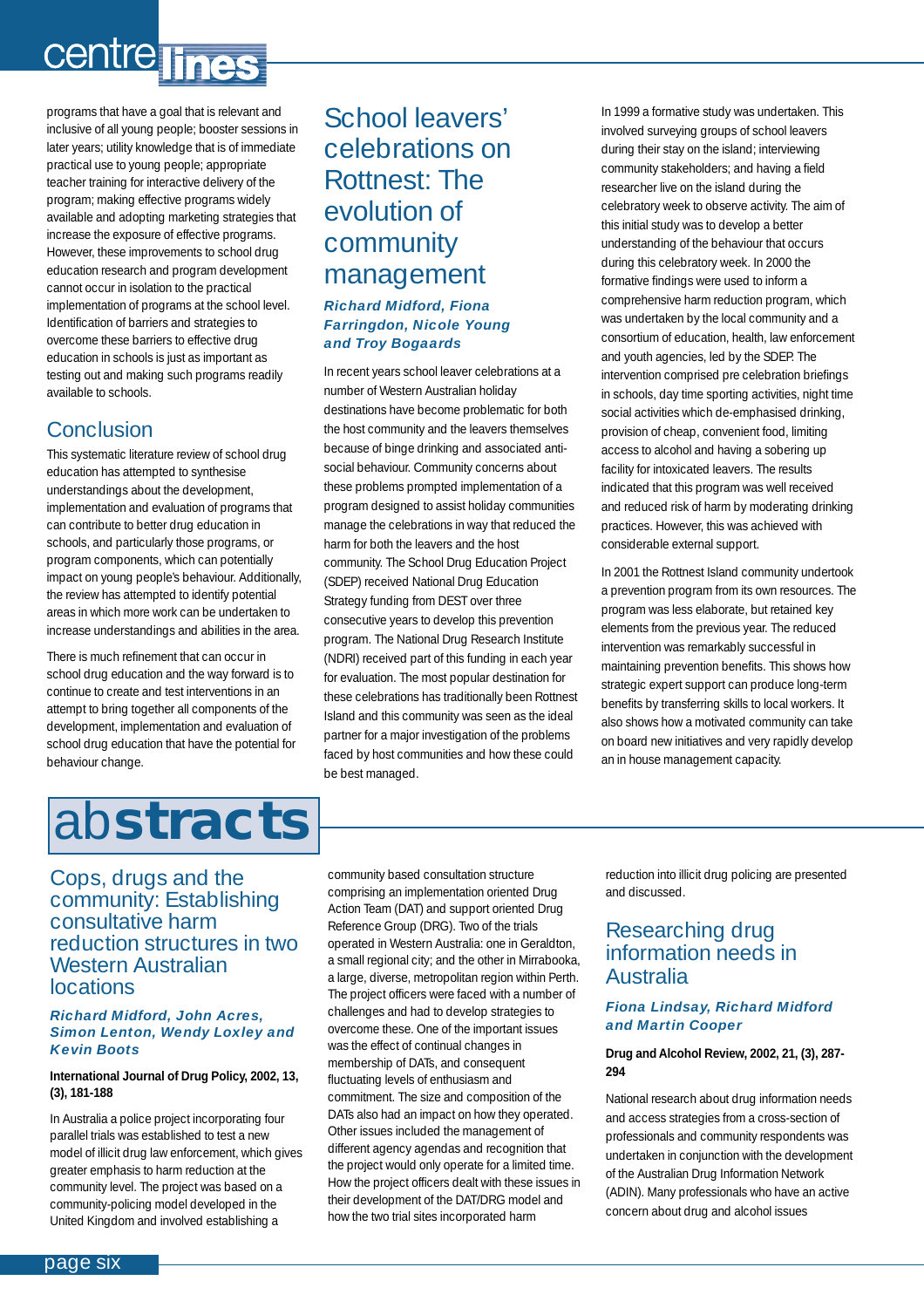programs that have a goal that is relevant and inclusive of all young people; booster sessions in later years; utility knowledge that is of immediate practical use to young people; appropriate teacher training for interactive delivery of the program; making effective programs widely available and adopting marketing strategies that increase the exposure of effective programs. However, these improvements to school drug education research and program development cannot occur in isolation to the practical implementation of programs at the school level. Identification of barriers and strategies to overcome these barriers to effective drug education in schools is just as important as testing out and making such programs readily available to schools.

## Conclusion

This systematic literature review of school drug education has attempted to synthesise understandings about the development, implementation and evaluation of programs that can contribute to better drug education in schools, and particularly those programs, or program components, which can potentially impact on young people's behaviour. Additionally, the review has attempted to identify potential areas in which more work can be undertaken to increase understandings and abilities in the area.

There is much refinement that can occur in school drug education and the way forward is to continue to create and test interventions in an attempt to bring together all components of the development, implementation and evaluation of school drug education that have the potential for behaviour change.

## School leavers' celebrations on Rottnest: The evolution of community management

***Richard Midford, Fiona Farringdon, Nicole Young and Troy Bogaards***

In recent years school leaver celebrations at a number of Western Australian holiday destinations have become problematic for both the host community and the leavers themselves because of binge drinking and associated anti-social behaviour. Community concerns about these problems prompted implementation of a program designed to assist holiday communities manage the celebrations in way that reduced the harm for both the leavers and the host community. The School Drug Education Project (SDEP) received National Drug Education Strategy funding from DEST over three consecutive years to develop this prevention program. The National Drug Research Institute (NDRI) received part of this funding in each year for evaluation. The most popular destination for these celebrations has traditionally been Rottnest Island and this community was seen as the ideal partner for a major investigation of the problems faced by host communities and how these could be best managed.

In 1999 a formative study was undertaken. This involved surveying groups of school leavers during their stay on the island; interviewing community stakeholders; and having a field researcher live on the island during the celebratory week to observe activity. The aim of this initial study was to develop a better understanding of the behaviour that occurs during this celebratory week. In 2000 the formative findings were used to inform a comprehensive harm reduction program, which was undertaken by the local community and a consortium of education, health, law enforcement and youth agencies, led by the SDEP. The intervention comprised pre celebration briefings in schools, day time sporting activities, night time social activities which de-emphasised drinking, provision of cheap, convenient food, limiting access to alcohol and having a sobering up facility for intoxicated leavers. The results indicated that this program was well received and reduced risk of harm by moderating drinking practices. However, this was achieved with considerable external support.

In 2001 the Rottnest Island community undertook a prevention program from its own resources. The program was less elaborate, but retained key elements from the previous year. The reduced intervention was remarkably successful in maintaining prevention benefits. This shows how strategic expert support can produce long-term benefits by transferring skills to local workers. It also shows how a motivated community can take on board new initiatives and very rapidly develop an in house management capacity.

# abstracts

## Cops, drugs and the community: Establishing consultative harm reduction structures in two Western Australian locations

***Richard Midford, John Acres, Simon Lenton, Wendy Loxley and Kevin Boots***

**International Journal of Drug Policy, 2002, 13, (3), 181-188**

In Australia a police project incorporating four parallel trials was established to test a new model of illicit drug law enforcement, which gives greater emphasis to harm reduction at the community level. The project was based on a community-policing model developed in the United Kingdom and involved establishing a community based consultation structure comprising an implementation oriented Drug Action Team (DAT) and support oriented Drug Reference Group (DRG). Two of the trials operated in Western Australia: one in Geraldton, a small regional city; and the other in Mirrabooka, a large, diverse, metropolitan region within Perth. The project officers were faced with a number of challenges and had to develop strategies to overcome these. One of the important issues was the effect of continual changes in membership of DATs, and consequent fluctuating levels of enthusiasm and commitment. The size and composition of the DATs also had an impact on how they operated. Other issues included the management of different agency agendas and recognition that the project would only operate for a limited time. How the project officers dealt with these issues in their development of the DAT/DRG model and how the two trial sites incorporated harm reduction into illicit drug policing are presented and discussed.

## Researching drug information needs in Australia

***Fiona Lindsay, Richard Midford and Martin Cooper***

**Drug and Alcohol Review, 2002, 21, (3), 287-294**

National research about drug information needs and access strategies from a cross-section of professionals and community respondents was undertaken in conjunction with the development of the Australian Drug Information Network (ADIN). Many professionals who have an active concern about drug and alcohol issues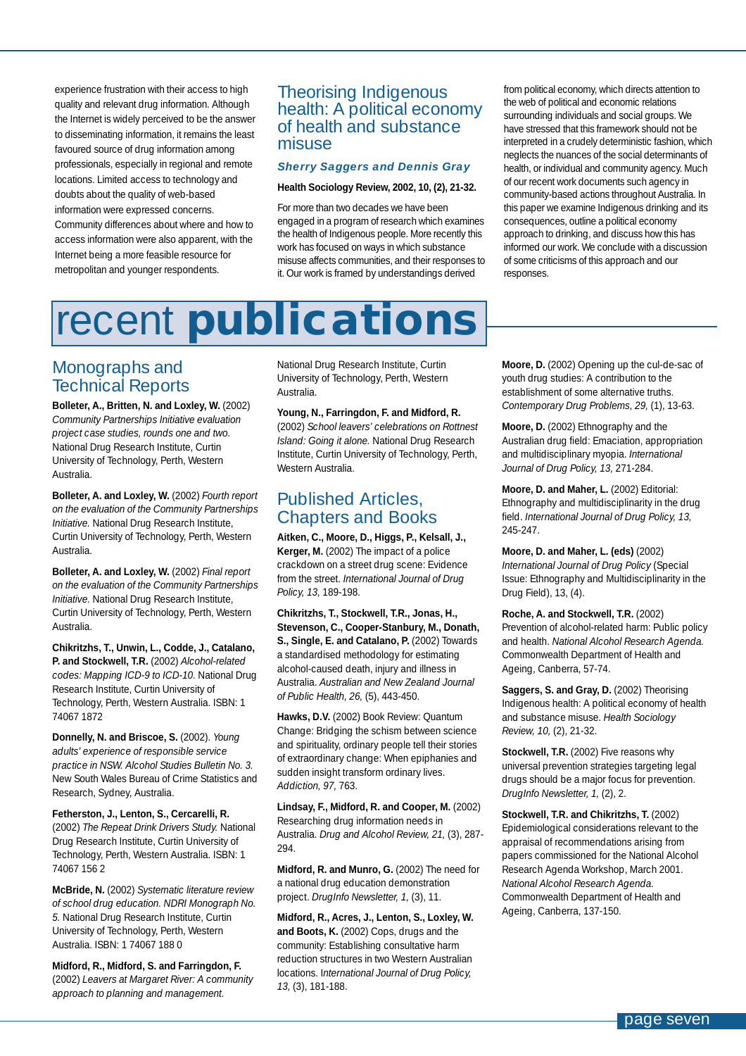experience frustration with their access to high quality and relevant drug information. Although the Internet is widely perceived to be the answer to disseminating information, it remains the least favoured source of drug information among professionals, especially in regional and remote locations. Limited access to technology and doubts about the quality of web-based information were expressed concerns. Community differences about where and how to access information were also apparent, with the Internet being a more feasible resource for metropolitan and younger respondents.

## Theorising Indigenous health: A political economy of health and substance misuse

***Sherry Saggers and Dennis Gray***

**Health Sociology Review, 2002, 10, (2), 21-32.**

For more than two decades we have been engaged in a program of research which examines the health of Indigenous people. More recently this work has focused on ways in which substance misuse affects communities, and their responses to it. Our work is framed by understandings derived from political economy, which directs attention to the web of political and economic relations surrounding individuals and social groups. We have stressed that this framework should not be interpreted in a crudely deterministic fashion, which neglects the nuances of the social determinants of health, or individual and community agency. Much of our recent work documents such agency in community-based actions throughout Australia. In this paper we examine Indigenous drinking and its consequences, outline a political economy approach to drinking, and discuss how this has informed our work. We conclude with a discussion of some criticisms of this approach and our responses.

# recent **publications**

## Monographs and Technical Reports

**Bolleter, A., Britten, N. and Loxley, W.** (2002) *Community Partnerships Initiative evaluation project case studies, rounds one and two.* National Drug Research Institute, Curtin University of Technology, Perth, Western Australia.

**Bolleter, A. and Loxley, W.** (2002) *Fourth report on the evaluation of the Community Partnerships Initiative.* National Drug Research Institute, Curtin University of Technology, Perth, Western Australia.

**Bolleter, A. and Loxley, W.** (2002) *Final report on the evaluation of the Community Partnerships Initiative.* National Drug Research Institute, Curtin University of Technology, Perth, Western Australia.

**Chikritzhs, T., Unwin, L., Codde, J., Catalano, P. and Stockwell, T.R.** (2002) *Alcohol-related codes: Mapping ICD-9 to ICD-10.* National Drug Research Institute, Curtin University of Technology, Perth, Western Australia. ISBN: 1 74067 1872

**Donnelly, N. and Briscoe, S.** (2002). *Young adults' experience of responsible service practice in NSW. Alcohol Studies Bulletin No. 3.* New South Wales Bureau of Crime Statistics and Research, Sydney, Australia.

**Fetherston, J., Lenton, S., Cercarelli, R.** (2002) *The Repeat Drink Drivers Study.* National Drug Research Institute, Curtin University of Technology, Perth, Western Australia. ISBN: 1 74067 156 2

**McBride, N.** (2002) *Systematic literature review of school drug education. NDRI Monograph No. 5.* National Drug Research Institute, Curtin University of Technology, Perth, Western Australia. ISBN: 1 74067 188 0

**Midford, R., Midford, S. and Farringdon, F.** (2002) *Leavers at Margaret River: A community approach to planning and management.* National Drug Research Institute, Curtin University of Technology, Perth, Western Australia.

**Young, N., Farringdon, F. and Midford, R.** (2002) *School leavers' celebrations on Rottnest Island: Going it alone.* National Drug Research Institute, Curtin University of Technology, Perth, Western Australia.

## Published Articles, Chapters and Books

**Aitken, C., Moore, D., Higgs, P., Kelsall, J., Kerger, M.** (2002) The impact of a police crackdown on a street drug scene: Evidence from the street. *International Journal of Drug Policy, 13,* 189-198.

**Chikritzhs, T., Stockwell, T.R., Jonas, H., Stevenson, C., Cooper-Stanbury, M., Donath, S., Single, E. and Catalano, P.** (2002) Towards a standardised methodology for estimating alcohol-caused death, injury and illness in Australia. *Australian and New Zealand Journal of Public Health, 26,* (5), 443-450.

**Hawks, D.V.** (2002) Book Review: Quantum Change: Bridging the schism between science and spirituality, ordinary people tell their stories of extraordinary change: When epiphanies and sudden insight transform ordinary lives. *Addiction, 97,* 763.

**Lindsay, F., Midford, R. and Cooper, M.** (2002) Researching drug information needs in Australia. *Drug and Alcohol Review, 21,* (3), 287-294.

**Midford, R. and Munro, G.** (2002) The need for a national drug education demonstration project. *DrugInfo Newsletter, 1,* (3), 11.

**Midford, R., Acres, J., Lenton, S., Loxley, W. and Boots, K.** (2002) Cops, drugs and the community: Establishing consultative harm reduction structures in two Western Australian locations. *International Journal of Drug Policy, 13,* (3), 181-188.

**Moore, D.** (2002) Opening up the cul-de-sac of youth drug studies: A contribution to the establishment of some alternative truths. *Contemporary Drug Problems, 29,* (1), 13-63.

**Moore, D.** (2002) Ethnography and the Australian drug field: Emaciation, appropriation and multidisciplinary myopia. *International Journal of Drug Policy, 13,* 271-284.

**Moore, D. and Maher, L.** (2002) Editorial: Ethnography and multidisciplinarity in the drug field. *International Journal of Drug Policy, 13,* 245-247.

**Moore, D. and Maher, L. (eds)** (2002) *International Journal of Drug Policy* (Special Issue: Ethnography and Multidisciplinarity in the Drug Field), 13, (4).

**Roche, A. and Stockwell, T.R.** (2002) Prevention of alcohol-related harm: Public policy and health. *National Alcohol Research Agenda.* Commonwealth Department of Health and Ageing, Canberra, 57-74.

**Saggers, S. and Gray, D.** (2002) Theorising Indigenous health: A political economy of health and substance misuse. *Health Sociology Review, 10,* (2), 21-32.

**Stockwell, T.R.** (2002) Five reasons why universal prevention strategies targeting legal drugs should be a major focus for prevention. *DrugInfo Newsletter, 1,* (2), 2.

**Stockwell, T.R. and Chikritzhs, T.** (2002) Epidemiological considerations relevant to the appraisal of recommendations arising from papers commissioned for the National Alcohol Research Agenda Workshop, March 2001. *National Alcohol Research Agenda.* Commonwealth Department of Health and Ageing, Canberra, 137-150.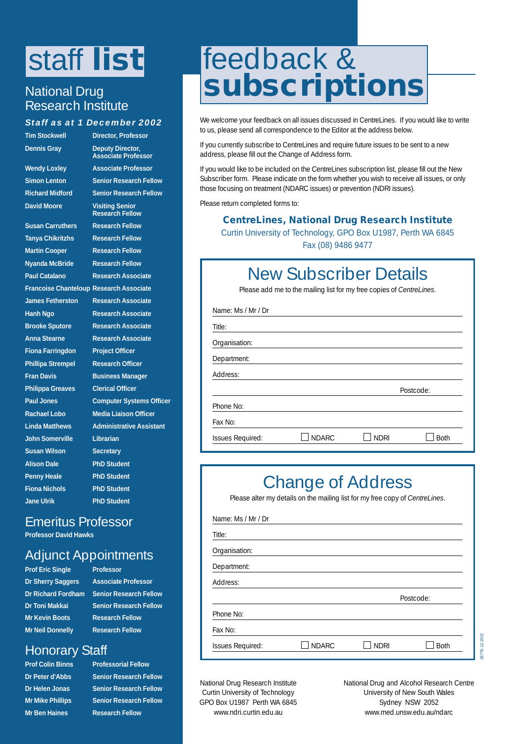# staff list

## National Drug Research Institute

### *Staff as at 1 December 2002*

| | |
|---|---|
| **Tim Stockwell** | **Director, Professor** |
| **Dennis Gray** | **Deputy Director, Associate Professor** |
| **Wendy Loxley** | **Associate Professor** |
| **Simon Lenton** | **Senior Research Fellow** |
| **Richard Midford** | **Senior Research Fellow** |
| **David Moore** | **Visiting Senior Research Fellow** |
| **Susan Carruthers** | **Research Fellow** |
| **Tanya Chikritzhs** | **Research Fellow** |
| **Martin Cooper** | **Research Fellow** |
| **Nyanda McBride** | **Research Fellow** |
| **Paul Catalano** | **Research Associate** |
| **Francoise Chanteloup** | **Research Associate** |
| **James Fetherston** | **Research Associate** |
| **Hanh Ngo** | **Research Associate** |
| **Brooke Sputore** | **Research Associate** |
| **Anna Stearne** | **Research Associate** |
| **Fiona Farringdon** | **Project Officer** |
| **Phillipa Strempel** | **Research Officer** |
| **Fran Davis** | **Business Manager** |
| **Philippa Greaves** | **Clerical Officer** |
| **Paul Jones** | **Computer Systems Officer** |
| **Rachael Lobo** | **Media Liaison Officer** |
| **Linda Matthews** | **Administrative Assistant** |
| **John Somerville** | **Librarian** |
| **Susan Wilson** | **Secretary** |
| **Alison Dale** | **PhD Student** |
| **Penny Heale** | **PhD Student** |
| **Fiona Nichols** | **PhD Student** |
| **Jane Ulrik** | **PhD Student** |

## Emeritus Professor

**Professor David Hawks**

## Adjunct Appointments

| | |
|---|---|
| **Prof Eric Single** | **Professor** |
| **Dr Sherry Saggers** | **Associate Professor** |
| **Dr Richard Fordham** | **Senior Research Fellow** |
| **Dr Toni Makkai** | **Senior Research Fellow** |
| **Mr Kevin Boots** | **Research Fellow** |
| **Mr Neil Donnelly** | **Research Fellow** |

## Honorary Staff

| | |
|---|---|
| **Prof Colin Binns** | **Professorial Fellow** |
| **Dr Peter d'Abbs** | **Senior Research Fellow** |
| **Dr Helen Jonas** | **Senior Research Fellow** |
| **Mr Mike Phillips** | **Senior Research Fellow** |
| **Mr Ben Haines** | **Research Fellow** |

# feedback & subscriptions

We welcome your feedback on all issues discussed in CentreLines. If you would like to write to us, please send all correspondence to the Editor at the address below.

If you currently subscribe to CentreLines and require future issues to be sent to a new address, please fill out the Change of Address form.

If you would like to be included on the CentreLines subscription list, please fill out the New Subscriber form. Please indicate on the form whether you wish to receive all issues, or only those focusing on treatment (NDARC issues) or prevention (NDRI issues).

Please return completed forms to:

**CentreLines, National Drug Research Institute**
Curtin University of Technology, GPO Box U1987, Perth WA 6845
Fax (08) 9486 9477

## New Subscriber Details

Please add me to the mailing list for my free copies of *CentreLines*.

Name: Ms / Mr / Dr

Title:

Organisation:

Department:

Address:

Postcode:

Phone No:

Fax No:

Issues Required: ☐ NDARC ☐ NDRI ☐ Both

## Change of Address

Please alter my details on the mailing list for my free copy of *CentreLines*.

Name: Ms / Mr / Dr

Title:

Organisation:

Department:

Address:

Postcode:

Phone No:

Fax No:

Issues Required: ☐ NDARC ☐ NDRI ☐ Both

28778-12-2002

National Drug Research Institute
Curtin University of Technology
GPO Box U1987 Perth WA 6845
www.ndri.curtin.edu.au

National Drug and Alcohol Research Centre
University of New South Wales
Sydney NSW 2052
www.med.unsw.edu.au/ndarc